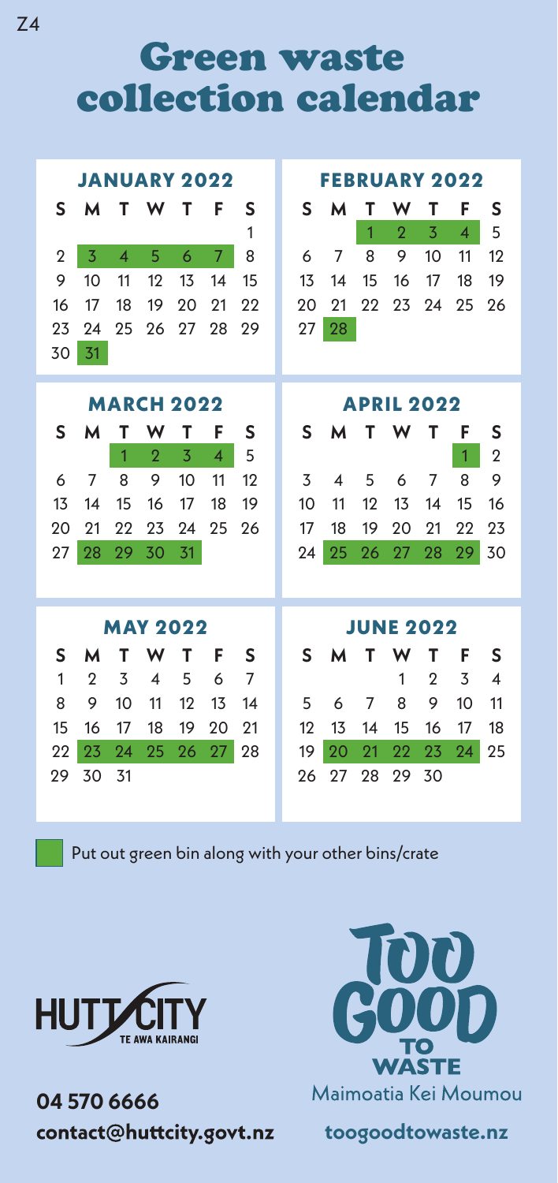Z4

# Green waste collection calendar

### JANUARY 2022

| S | M | T | W | T | F | S |
|---|---|---|---|---|---|---|
| | | | | | | 1 |
| 2 | **3** | **4** | **5** | **6** | **7** | 8 |
| 9 | 10 | 11 | 12 | 13 | 14 | 15 |
| 16 | 17 | 18 | 19 | 20 | 21 | 22 |
| 23 | 24 | 25 | 26 | 27 | 28 | 29 |
| 30 | **31** | | | | | |

### FEBRUARY 2022

| S | M | T | W | T | F | S |
|---|---|---|---|---|---|---|
| | | **1** | **2** | **3** | **4** | 5 |
| 6 | 7 | 8 | 9 | 10 | 11 | 12 |
| 13 | 14 | 15 | 16 | 17 | 18 | 19 |
| 20 | 21 | 22 | 23 | 24 | 25 | 26 |
| 27 | **28** | | | | | |

### MARCH 2022

| S | M | T | W | T | F | S |
|---|---|---|---|---|---|---|
| | | **1** | **2** | **3** | **4** | 5 |
| 6 | 7 | 8 | 9 | 10 | 11 | 12 |
| 13 | 14 | 15 | 16 | 17 | 18 | 19 |
| 20 | 21 | 22 | 23 | 24 | 25 | 26 |
| 27 | **28** | **29** | **30** | **31** | | |

### APRIL 2022

| S | M | T | W | T | F | S |
|---|---|---|---|---|---|---|
| | | | | | **1** | 2 |
| 3 | 4 | 5 | 6 | 7 | 8 | 9 |
| 10 | 11 | 12 | 13 | 14 | 15 | 16 |
| 17 | 18 | 19 | 20 | 21 | 22 | 23 |
| 24 | **25** | **26** | **27** | **28** | **29** | 30 |

### MAY 2022

| S | M | T | W | T | F | S |
|---|---|---|---|---|---|---|
| 1 | 2 | 3 | 4 | 5 | 6 | 7 |
| 8 | 9 | 10 | 11 | 12 | 13 | 14 |
| 15 | 16 | 17 | 18 | 19 | 20 | 21 |
| 22 | **23** | **24** | **25** | **26** | **27** | 28 |
| 29 | 30 | 31 | | | | |

### JUNE 2022

| S | M | T | W | T | F | S |
|---|---|---|---|---|---|---|
| | | | 1 | 2 | 3 | 4 |
| 5 | 6 | 7 | 8 | 9 | 10 | 11 |
| 12 | 13 | 14 | 15 | 16 | 17 | 18 |
| 19 | **20** | **21** | **22** | **23** | **24** | 25 |
| 26 | 27 | 28 | 29 | 30 | | |

**(Highlighted)** Put out green bin along with your other bins/crate

HUTT CITY
TE AWA KAIRANGI

**04 570 6666**
**contact@huttcity.govt.nz**

TOO GOOD TO WASTE
Maimoatia Kei Moumou

**toogoodtowaste.nz**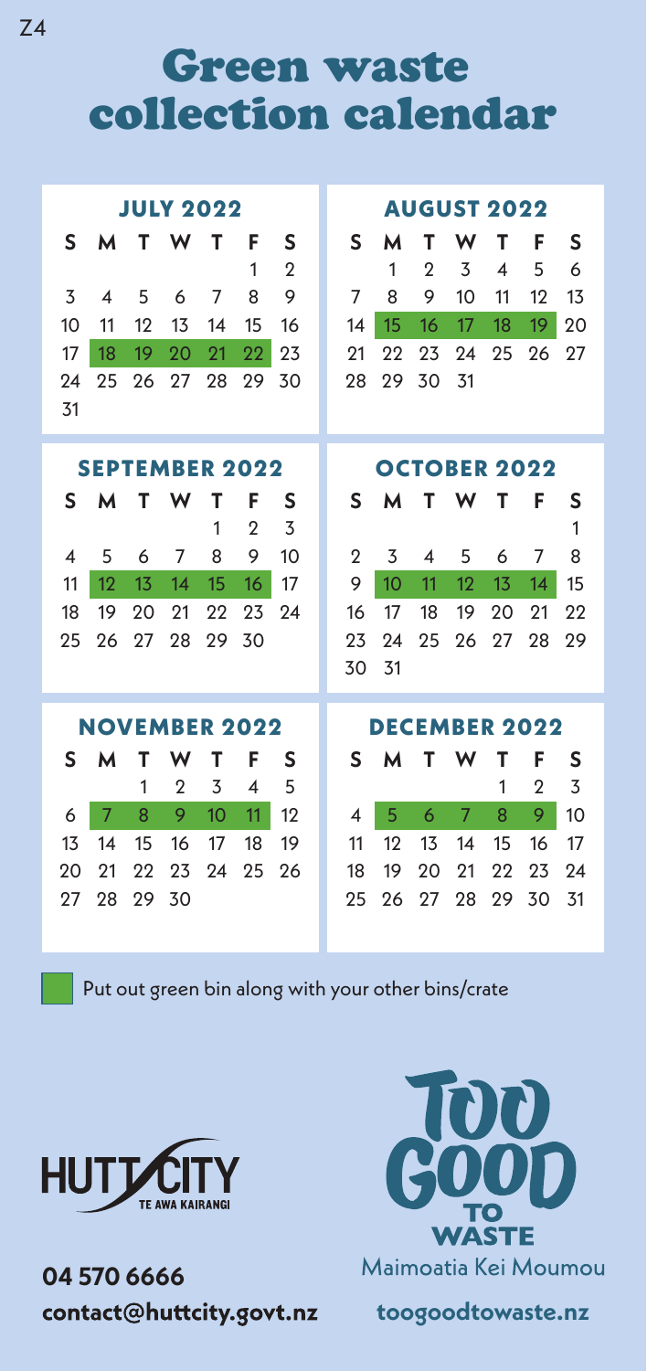Z4

# Green waste collection calendar

## JULY 2022

| S | M | T | W | T | F | S |
|---|---|---|---|---|---|---|
| | | | | | 1 | 2 |
| 3 | 4 | 5 | 6 | 7 | 8 | 9 |
| 10 | 11 | 12 | 13 | 14 | 15 | 16 |
| 17 | **18** | **19** | **20** | **21** | **22** | 23 |
| 24 | 25 | 26 | 27 | 28 | 29 | 30 |
| 31 | | | | | | |

## AUGUST 2022

| S | M | T | W | T | F | S |
|---|---|---|---|---|---|---|
| | 1 | 2 | 3 | 4 | 5 | 6 |
| 7 | 8 | 9 | 10 | 11 | 12 | 13 |
| 14 | **15** | **16** | **17** | **18** | **19** | 20 |
| 21 | 22 | 23 | 24 | 25 | 26 | 27 |
| 28 | 29 | 30 | 31 | | | |

## SEPTEMBER 2022

| S | M | T | W | T | F | S |
|---|---|---|---|---|---|---|
| | | | | 1 | 2 | 3 |
| 4 | 5 | 6 | 7 | 8 | 9 | 10 |
| 11 | **12** | **13** | **14** | **15** | **16** | 17 |
| 18 | 19 | 20 | 21 | 22 | 23 | 24 |
| 25 | 26 | 27 | 28 | 29 | 30 | |

## OCTOBER 2022

| S | M | T | W | T | F | S |
|---|---|---|---|---|---|---|
| | | | | | | 1 |
| 2 | 3 | 4 | 5 | 6 | 7 | 8 |
| 9 | **10** | **11** | **12** | **13** | **14** | 15 |
| 16 | 17 | 18 | 19 | 20 | 21 | 22 |
| 23 | 24 | 25 | 26 | 27 | 28 | 29 |
| 30 | 31 | | | | | |

## NOVEMBER 2022

| S | M | T | W | T | F | S |
|---|---|---|---|---|---|---|
| | | 1 | 2 | 3 | 4 | 5 |
| 6 | **7** | **8** | **9** | **10** | **11** | 12 |
| 13 | 14 | 15 | 16 | 17 | 18 | 19 |
| 20 | 21 | 22 | 23 | 24 | 25 | 26 |
| 27 | 28 | 29 | 30 | | | |

## DECEMBER 2022

| S | M | T | W | T | F | S |
|---|---|---|---|---|---|---|
| | | | | 1 | 2 | 3 |
| 4 | **5** | **6** | **7** | **8** | **9** | 10 |
| 11 | 12 | 13 | 14 | 15 | 16 | 17 |
| 18 | 19 | 20 | 21 | 22 | 23 | 24 |
| 25 | 26 | 27 | 28 | 29 | 30 | 31 |

Put out green bin along with your other bins/crate (dates shown in bold above are highlighted green)

HUTT CITY
TE AWA KAIRANGI

**04 570 6666**
**contact@huttcity.govt.nz**

TOO GOOD TO WASTE
Maimoatia Kei Moumou

**toogoodtowaste.nz**